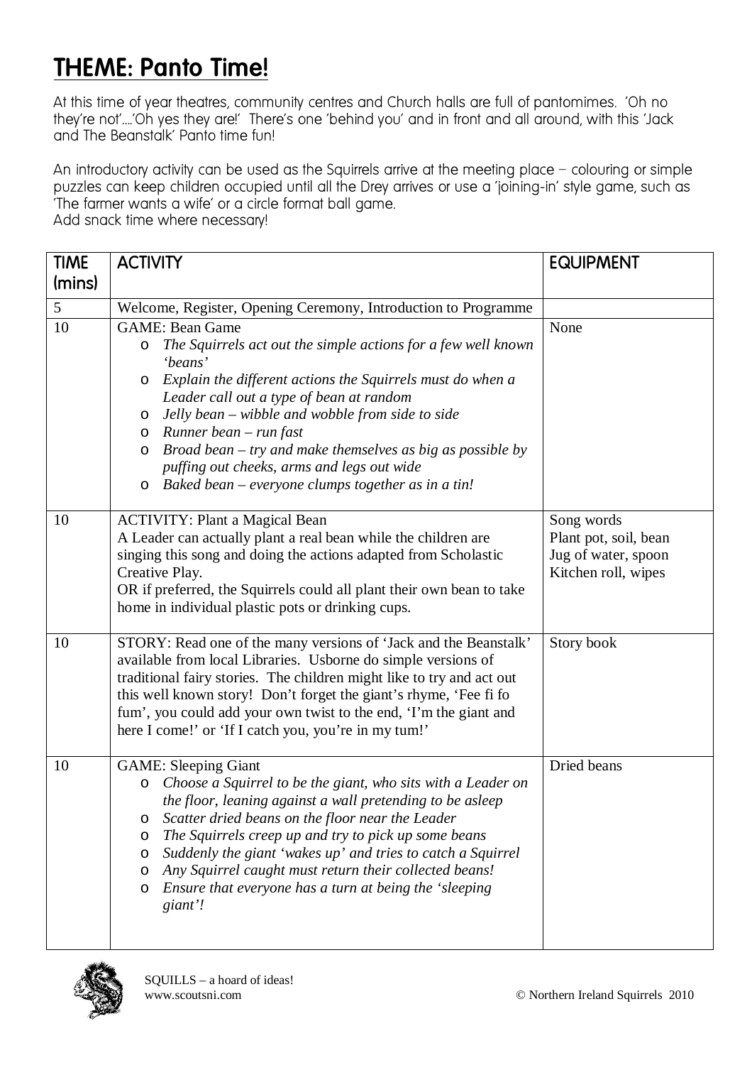# THEME: Panto Time!

At this time of year theatres, community centres and Church halls are full of pantomimes. 'Oh no they're not'….'Oh yes they are!' There's one 'behind you' and in front and all around, with this 'Jack and The Beanstalk' Panto time fun!

An introductory activity can be used as the Squirrels arrive at the meeting place – colouring or simple puzzles can keep children occupied until all the Drey arrives or use a 'joining-in' style game, such as 'The farmer wants a wife' or a circle format ball game.
Add snack time where necessary!

| TIME (mins) | ACTIVITY | EQUIPMENT |
|---|---|---|
| 5 | Welcome, Register, Opening Ceremony, Introduction to Programme | |
| 10 | GAME: Bean Game<br>o *The Squirrels act out the simple actions for a few well known 'beans'*<br>o *Explain the different actions the Squirrels must do when a Leader call out a type of bean at random*<br>o *Jelly bean – wibble and wobble from side to side*<br>o *Runner bean – run fast*<br>o *Broad bean – try and make themselves as big as possible by puffing out cheeks, arms and legs out wide*<br>o *Baked bean – everyone clumps together as in a tin!* | None |
| 10 | ACTIVITY: Plant a Magical Bean<br>A Leader can actually plant a real bean while the children are singing this song and doing the actions adapted from Scholastic Creative Play.<br>OR if preferred, the Squirrels could all plant their own bean to take home in individual plastic pots or drinking cups. | Song words<br>Plant pot, soil, bean<br>Jug of water, spoon<br>Kitchen roll, wipes |
| 10 | STORY: Read one of the many versions of 'Jack and the Beanstalk' available from local Libraries. Usborne do simple versions of traditional fairy stories. The children might like to try and act out this well known story! Don't forget the giant's rhyme, 'Fee fi fo fum', you could add your own twist to the end, 'I'm the giant and here I come!' or 'If I catch you, you're in my tum!' | Story book |
| 10 | GAME: Sleeping Giant<br>o *Choose a Squirrel to be the giant, who sits with a Leader on the floor, leaning against a wall pretending to be asleep*<br>o *Scatter dried beans on the floor near the Leader*<br>o *The Squirrels creep up and try to pick up some beans*<br>o *Suddenly the giant 'wakes up' and tries to catch a Squirrel*<br>o *Any Squirrel caught must return their collected beans!*<br>o *Ensure that everyone has a turn at being the 'sleeping giant'!* | Dried beans |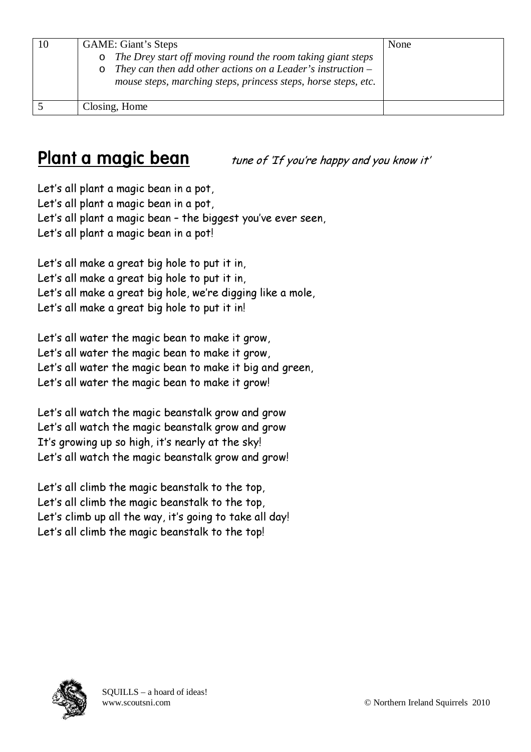| | | |
|---|---|---|
| 10 | GAME: Giant's Steps<br>o *The Drey start off moving round the room taking giant steps*<br>o *They can then add other actions on a Leader's instruction – mouse steps, marching steps, princess steps, horse steps, etc.* | None |
| 5 | Closing, Home | |

## Plant a magic bean

*tune of 'If you're happy and you know it'*

Let's all plant a magic bean in a pot,
Let's all plant a magic bean in a pot,
Let's all plant a magic bean – the biggest you've ever seen,
Let's all plant a magic bean in a pot!

Let's all make a great big hole to put it in,
Let's all make a great big hole to put it in,
Let's all make a great big hole, we're digging like a mole,
Let's all make a great big hole to put it in!

Let's all water the magic bean to make it grow,
Let's all water the magic bean to make it grow,
Let's all water the magic bean to make it big and green,
Let's all water the magic bean to make it grow!

Let's all watch the magic beanstalk grow and grow
Let's all watch the magic beanstalk grow and grow
It's growing up so high, it's nearly at the sky!
Let's all watch the magic beanstalk grow and grow!

Let's all climb the magic beanstalk to the top,
Let's all climb the magic beanstalk to the top,
Let's climb up all the way, it's going to take all day!
Let's all climb the magic beanstalk to the top!